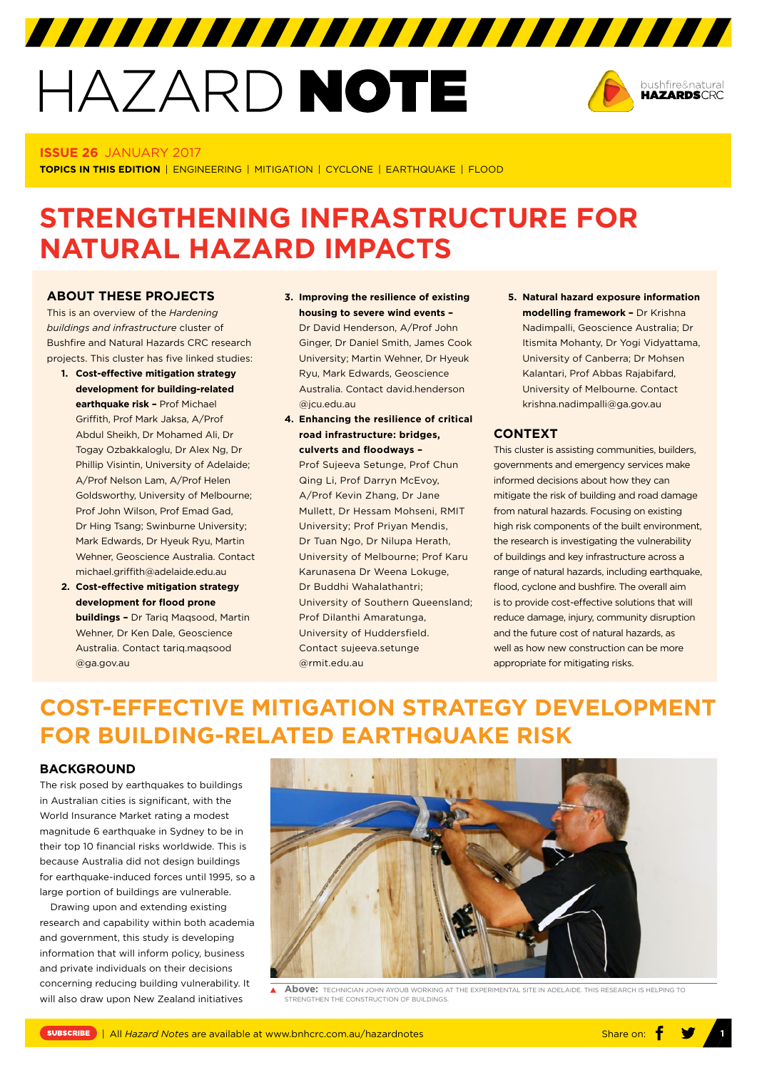# HAZARD NOTE

**ISSUE 26** JANUARY 2017

**TOPICS IN THIS EDITION** | ENGINEERING | MITIGATION | CYCLONE | EARTHQUAKE | FLOOD

# STRENGTHENING INFRASTRUCTURE FOR NATURAL HAZARD IMPACTS

## ABOUT THESE PROJECTS

This is an overview of the *Hardening buildings and infrastructure* cluster of Bushfire and Natural Hazards CRC research projects. This cluster has five linked studies:

1. **Cost-effective mitigation strategy development for building-related earthquake risk –** Prof Michael Griffith, Prof Mark Jaksa, A/Prof Abdul Sheikh, Dr Mohamed Ali, Dr Togay Ozbakkaloglu, Dr Alex Ng, Dr Phillip Visintin, University of Adelaide; A/Prof Nelson Lam, A/Prof Helen Goldsworthy, University of Melbourne; Prof John Wilson, Prof Emad Gad, Dr Hing Tsang; Swinburne University; Mark Edwards, Dr Hyeuk Ryu, Martin Wehner, Geoscience Australia. Contact michael.griffith@adelaide.edu.au
2. **Cost-effective mitigation strategy development for flood prone buildings –** Dr Tariq Maqsood, Martin Wehner, Dr Ken Dale, Geoscience Australia. Contact tariq.maqsood@ga.gov.au
3. **Improving the resilience of existing housing to severe wind events –** Dr David Henderson, A/Prof John Ginger, Dr Daniel Smith, James Cook University; Martin Wehner, Dr Hyeuk Ryu, Mark Edwards, Geoscience Australia. Contact david.henderson@jcu.edu.au
4. **Enhancing the resilience of critical road infrastructure: bridges, culverts and floodways –** Prof Sujeeva Setunge, Prof Chun Qing Li, Prof Darryn McEvoy, A/Prof Kevin Zhang, Dr Jane Mullett, Dr Hessam Mohseni, RMIT University; Prof Priyan Mendis, Dr Tuan Ngo, Dr Nilupa Herath, University of Melbourne; Prof Karu Karunasena Dr Weena Lokuge, Dr Buddhi Wahalathantri; University of Southern Queensland; Prof Dilanthi Amaratunga, University of Huddersfield. Contact sujeeva.setunge@rmit.edu.au
5. **Natural hazard exposure information modelling framework –** Dr Krishna Nadimpalli, Geoscience Australia; Dr Itismita Mohanty, Dr Yogi Vidyattama, University of Canberra; Dr Mohsen Kalantari, Prof Abbas Rajabifard, University of Melbourne. Contact krishna.nadimpalli@ga.gov.au

## CONTEXT

This cluster is assisting communities, builders, governments and emergency services make informed decisions about how they can mitigate the risk of building and road damage from natural hazards. Focusing on existing high risk components of the built environment, the research is investigating the vulnerability of buildings and key infrastructure across a range of natural hazards, including earthquake, flood, cyclone and bushfire. The overall aim is to provide cost-effective solutions that will reduce damage, injury, community disruption and the future cost of natural hazards, as well as how new construction can be more appropriate for mitigating risks.

# COST-EFFECTIVE MITIGATION STRATEGY DEVELOPMENT FOR BUILDING-RELATED EARTHQUAKE RISK

## BACKGROUND

The risk posed by earthquakes to buildings in Australian cities is significant, with the World Insurance Market rating a modest magnitude 6 earthquake in Sydney to be in their top 10 financial risks worldwide. This is because Australia did not design buildings for earthquake-induced forces until 1995, so a large portion of buildings are vulnerable.

Drawing upon and extending existing research and capability within both academia and government, this study is developing information that will inform policy, business and private individuals on their decisions concerning reducing building vulnerability. It will also draw upon New Zealand initiatives

**Above:** TECHNICIAN JOHN AYOUB WORKING AT THE EXPERIMENTAL SITE IN ADELAIDE. THIS RESEARCH IS HELPING TO STRENGTHEN THE CONSTRUCTION OF BUILDINGS.

SUBSCRIBE | All *Hazard Notes* are available at www.bnhcrc.com.au/hazardnotes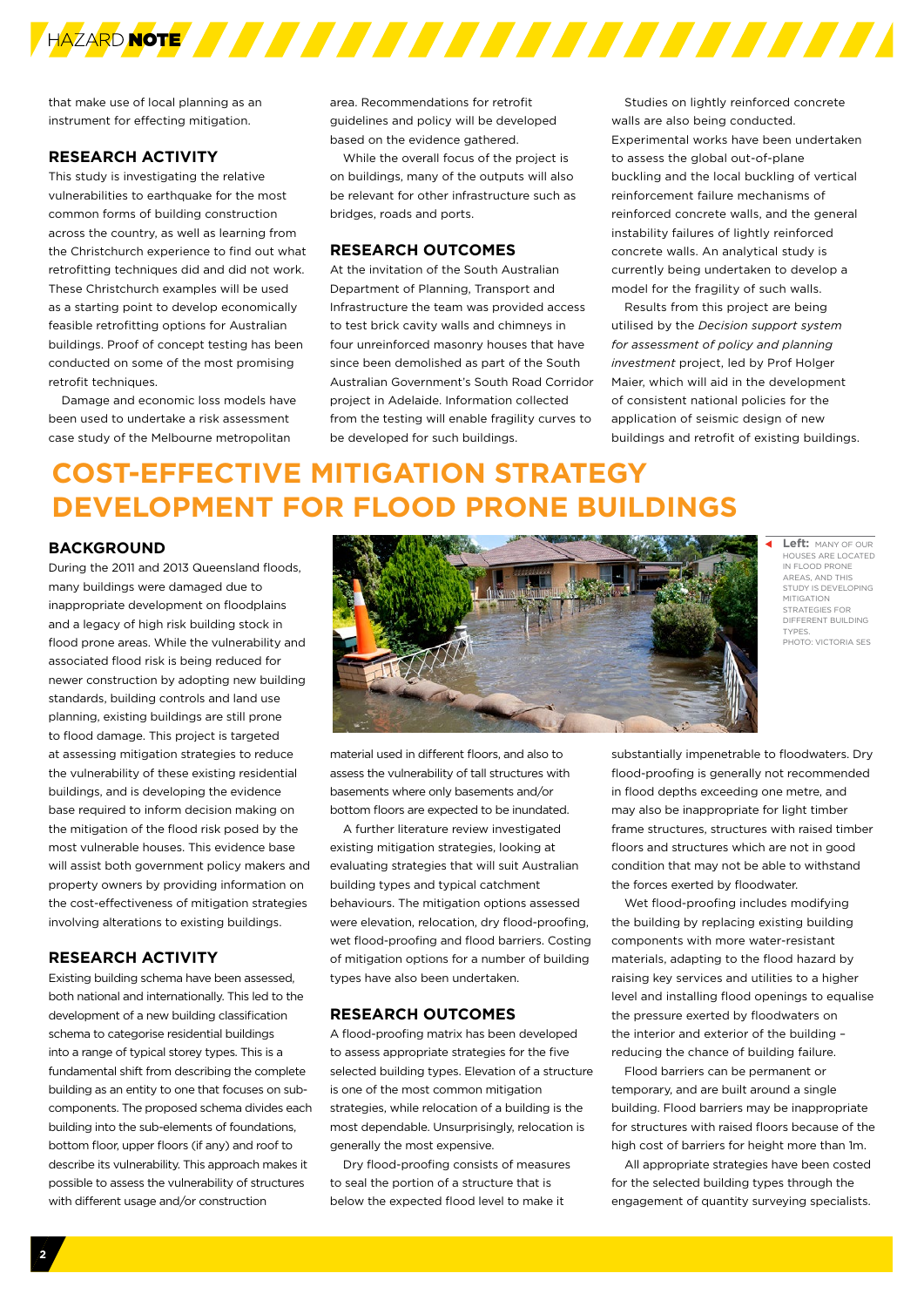that make use of local planning as an instrument for effecting mitigation.

### RESEARCH ACTIVITY

This study is investigating the relative vulnerabilities to earthquake for the most common forms of building construction across the country, as well as learning from the Christchurch experience to find out what retrofitting techniques did and did not work. These Christchurch examples will be used as a starting point to develop economically feasible retrofitting options for Australian buildings. Proof of concept testing has been conducted on some of the most promising retrofit techniques.

Damage and economic loss models have been used to undertake a risk assessment case study of the Melbourne metropolitan area. Recommendations for retrofit guidelines and policy will be developed based on the evidence gathered.

While the overall focus of the project is on buildings, many of the outputs will also be relevant for other infrastructure such as bridges, roads and ports.

### RESEARCH OUTCOMES

At the invitation of the South Australian Department of Planning, Transport and Infrastructure the team was provided access to test brick cavity walls and chimneys in four unreinforced masonry houses that have since been demolished as part of the South Australian Government's South Road Corridor project in Adelaide. Information collected from the testing will enable fragility curves to be developed for such buildings.

Studies on lightly reinforced concrete walls are also being conducted. Experimental works have been undertaken to assess the global out-of-plane buckling and the local buckling of vertical reinforcement failure mechanisms of reinforced concrete walls, and the general instability failures of lightly reinforced concrete walls. An analytical study is currently being undertaken to develop a model for the fragility of such walls.

Results from this project are being utilised by the *Decision support system for assessment of policy and planning investment* project, led by Prof Holger Maier, which will aid in the development of consistent national policies for the application of seismic design of new buildings and retrofit of existing buildings.

## COST-EFFECTIVE MITIGATION STRATEGY DEVELOPMENT FOR FLOOD PRONE BUILDINGS

### BACKGROUND

During the 2011 and 2013 Queensland floods, many buildings were damaged due to inappropriate development on floodplains and a legacy of high risk building stock in flood prone areas. While the vulnerability and associated flood risk is being reduced for newer construction by adopting new building standards, building controls and land use planning, existing buildings are still prone to flood damage. This project is targeted at assessing mitigation strategies to reduce the vulnerability of these existing residential buildings, and is developing the evidence base required to inform decision making on the mitigation of the flood risk posed by the most vulnerable houses. This evidence base will assist both government policy makers and property owners by providing information on the cost-effectiveness of mitigation strategies involving alterations to existing buildings.

**Left:** MANY OF OUR HOUSES ARE LOCATED IN FLOOD PRONE AREAS, AND THIS STUDY IS DEVELOPING MITIGATION STRATEGIES FOR DIFFERENT BUILDING TYPES. PHOTO: VICTORIA SES

### RESEARCH ACTIVITY

Existing building schema have been assessed, both national and internationally. This led to the development of a new building classification schema to categorise residential buildings into a range of typical storey types. This is a fundamental shift from describing the complete building as an entity to one that focuses on sub-components. The proposed schema divides each building into the sub-elements of foundations, bottom floor, upper floors (if any) and roof to describe its vulnerability. This approach makes it possible to assess the vulnerability of structures with different usage and/or construction material used in different floors, and also to assess the vulnerability of tall structures with basements where only basements and/or bottom floors are expected to be inundated.

A further literature review investigated existing mitigation strategies, looking at evaluating strategies that will suit Australian building types and typical catchment behaviours. The mitigation options assessed were elevation, relocation, dry flood-proofing, wet flood-proofing and flood barriers. Costing of mitigation options for a number of building types have also been undertaken.

### RESEARCH OUTCOMES

A flood-proofing matrix has been developed to assess appropriate strategies for the five selected building types. Elevation of a structure is one of the most common mitigation strategies, while relocation of a building is the most dependable. Unsurprisingly, relocation is generally the most expensive.

Dry flood-proofing consists of measures to seal the portion of a structure that is below the expected flood level to make it substantially impenetrable to floodwaters. Dry flood-proofing is generally not recommended in flood depths exceeding one metre, and may also be inappropriate for light timber frame structures, structures with raised timber floors and structures which are not in good condition that may not be able to withstand the forces exerted by floodwater.

Wet flood-proofing includes modifying the building by replacing existing building components with more water-resistant materials, adapting to the flood hazard by raising key services and utilities to a higher level and installing flood openings to equalise the pressure exerted by floodwaters on the interior and exterior of the building – reducing the chance of building failure.

Flood barriers can be permanent or temporary, and are built around a single building. Flood barriers may be inappropriate for structures with raised floors because of the high cost of barriers for height more than 1m.

All appropriate strategies have been costed for the selected building types through the engagement of quantity surveying specialists.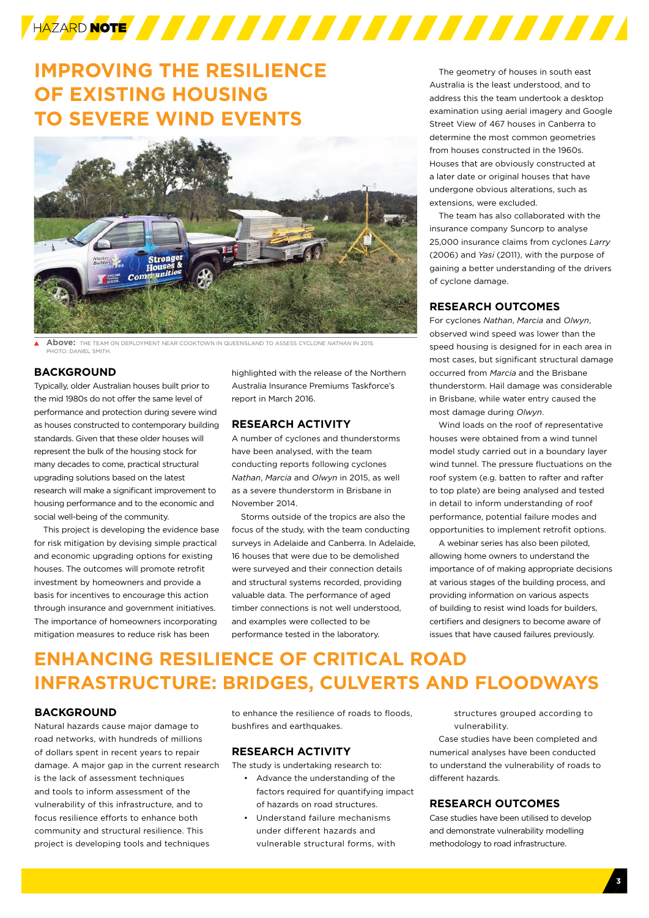# IMPROVING THE RESILIENCE OF EXISTING HOUSING TO SEVERE WIND EVENTS

**Above:** THE TEAM ON DEPLOYMENT NEAR COOKTOWN IN QUEENSLAND TO ASSESS CYCLONE *NATHAN* IN 2015. PHOTO: DANIEL SMITH.

## BACKGROUND

Typically, older Australian houses built prior to the mid 1980s do not offer the same level of performance and protection during severe wind as houses constructed to contemporary building standards. Given that these older houses will represent the bulk of the housing stock for many decades to come, practical structural upgrading solutions based on the latest research will make a significant improvement to housing performance and to the economic and social well-being of the community.

This project is developing the evidence base for risk mitigation by devising simple practical and economic upgrading options for existing houses. The outcomes will promote retrofit investment by homeowners and provide a basis for incentives to encourage this action through insurance and government initiatives. The importance of homeowners incorporating mitigation measures to reduce risk has been highlighted with the release of the Northern Australia Insurance Premiums Taskforce's report in March 2016.

## RESEARCH ACTIVITY

A number of cyclones and thunderstorms have been analysed, with the team conducting reports following cyclones *Nathan*, *Marcia* and *Olwyn* in 2015, as well as a severe thunderstorm in Brisbane in November 2014.

Storms outside of the tropics are also the focus of the study, with the team conducting surveys in Adelaide and Canberra. In Adelaide, 16 houses that were due to be demolished were surveyed and their connection details and structural systems recorded, providing valuable data. The performance of aged timber connections is not well understood, and examples were collected to be performance tested in the laboratory.

The geometry of houses in south east Australia is the least understood, and to address this the team undertook a desktop examination using aerial imagery and Google Street View of 467 houses in Canberra to determine the most common geometries from houses constructed in the 1960s. Houses that are obviously constructed at a later date or original houses that have undergone obvious alterations, such as extensions, were excluded.

The team has also collaborated with the insurance company Suncorp to analyse 25,000 insurance claims from cyclones *Larry* (2006) and *Yasi* (2011), with the purpose of gaining a better understanding of the drivers of cyclone damage.

## RESEARCH OUTCOMES

For cyclones *Nathan*, *Marcia* and *Olwyn*, observed wind speed was lower than the speed housing is designed for in each area in most cases, but significant structural damage occurred from *Marcia* and the Brisbane thunderstorm. Hail damage was considerable in Brisbane, while water entry caused the most damage during *Olwyn*.

Wind loads on the roof of representative houses were obtained from a wind tunnel model study carried out in a boundary layer wind tunnel. The pressure fluctuations on the roof system (e.g. batten to rafter and rafter to top plate) are being analysed and tested in detail to inform understanding of roof performance, potential failure modes and opportunities to implement retrofit options.

A webinar series has also been piloted, allowing home owners to understand the importance of of making appropriate decisions at various stages of the building process, and providing information on various aspects of building to resist wind loads for builders, certifiers and designers to become aware of issues that have caused failures previously.

# ENHANCING RESILIENCE OF CRITICAL ROAD INFRASTRUCTURE: BRIDGES, CULVERTS AND FLOODWAYS

## BACKGROUND

Natural hazards cause major damage to road networks, with hundreds of millions of dollars spent in recent years to repair damage. A major gap in the current research is the lack of assessment techniques and tools to inform assessment of the vulnerability of this infrastructure, and to focus resilience efforts to enhance both community and structural resilience. This project is developing tools and techniques to enhance the resilience of roads to floods, bushfires and earthquakes.

## RESEARCH ACTIVITY

The study is undertaking research to:

- Advance the understanding of the factors required for quantifying impact of hazards on road structures.
- Understand failure mechanisms under different hazards and vulnerable structural forms, with structures grouped according to vulnerability.

Case studies have been completed and numerical analyses have been conducted to understand the vulnerability of roads to different hazards.

## RESEARCH OUTCOMES

Case studies have been utilised to develop and demonstrate vulnerability modelling methodology to road infrastructure.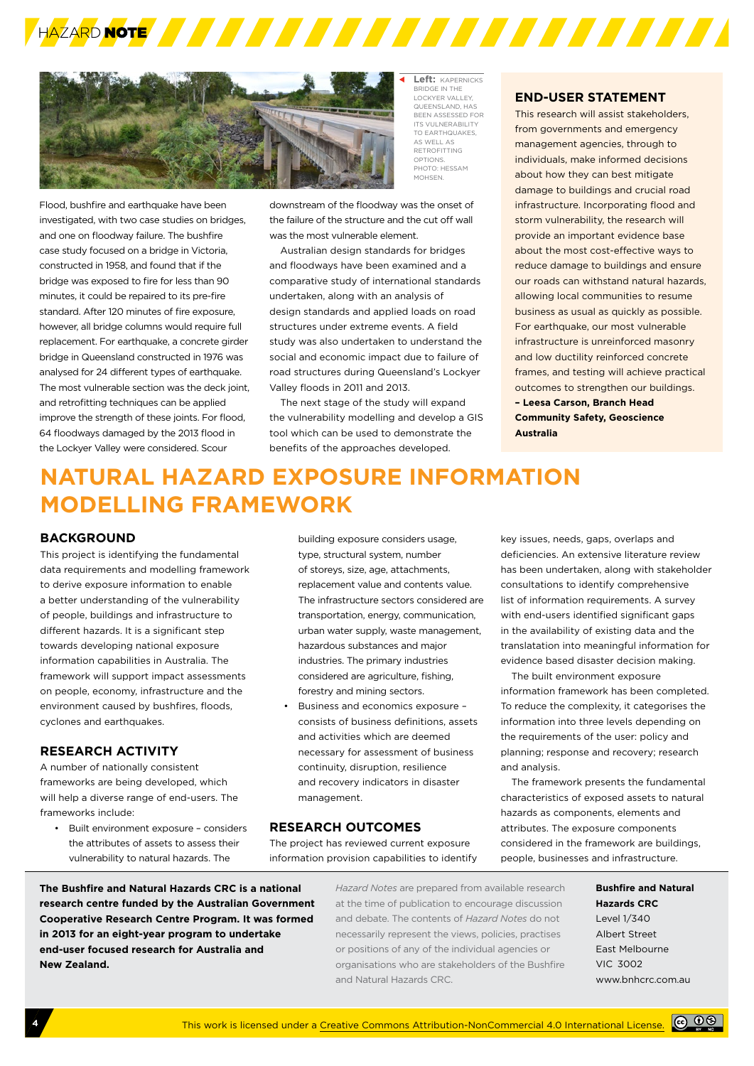**Left:** KAPERNICKS BRIDGE IN THE LOCKYER VALLEY, QUEENSLAND, HAS BEEN ASSESSED FOR ITS VULNERABILITY TO EARTHQUAKES, AS WELL AS RETROFITTING OPTIONS. PHOTO: HESSAM MOHSEN.

Flood, bushfire and earthquake have been investigated, with two case studies on bridges, and one on floodway failure. The bushfire case study focused on a bridge in Victoria, constructed in 1958, and found that if the bridge was exposed to fire for less than 90 minutes, it could be repaired to its pre-fire standard. After 120 minutes of fire exposure, however, all bridge columns would require full replacement. For earthquake, a concrete girder bridge in Queensland constructed in 1976 was analysed for 24 different types of earthquake. The most vulnerable section was the deck joint, and retrofitting techniques can be applied improve the strength of these joints. For flood, 64 floodways damaged by the 2013 flood in the Lockyer Valley were considered. Scour downstream of the floodway was the onset of the failure of the structure and the cut off wall was the most vulnerable element.

Australian design standards for bridges and floodways have been examined and a comparative study of international standards undertaken, along with an analysis of design standards and applied loads on road structures under extreme events. A field study was also undertaken to understand the social and economic impact due to failure of road structures during Queensland's Lockyer Valley floods in 2011 and 2013.

The next stage of the study will expand the vulnerability modelling and develop a GIS tool which can be used to demonstrate the benefits of the approaches developed.

## END-USER STATEMENT

This research will assist stakeholders, from governments and emergency management agencies, through to individuals, make informed decisions about how they can best mitigate damage to buildings and crucial road infrastructure. Incorporating flood and storm vulnerability, the research will provide an important evidence base about the most cost-effective ways to reduce damage to buildings and ensure our roads can withstand natural hazards, allowing local communities to resume business as usual as quickly as possible. For earthquake, our most vulnerable infrastructure is unreinforced masonry and low ductility reinforced concrete frames, and testing will achieve practical outcomes to strengthen our buildings.

**– Leesa Carson, Branch Head Community Safety, Geoscience Australia**

# NATURAL HAZARD EXPOSURE INFORMATION MODELLING FRAMEWORK

## BACKGROUND

This project is identifying the fundamental data requirements and modelling framework to derive exposure information to enable a better understanding of the vulnerability of people, buildings and infrastructure to different hazards. It is a significant step towards developing national exposure information capabilities in Australia. The framework will support impact assessments on people, economy, infrastructure and the environment caused by bushfires, floods, cyclones and earthquakes.

## RESEARCH ACTIVITY

A number of nationally consistent frameworks are being developed, which will help a diverse range of end-users. The frameworks include:

- Built environment exposure – considers the attributes of assets to assess their vulnerability to natural hazards. The building exposure considers usage, type, structural system, number of storeys, size, age, attachments, replacement value and contents value. The infrastructure sectors considered are transportation, energy, communication, urban water supply, waste management, hazardous substances and major industries. The primary industries considered are agriculture, fishing, forestry and mining sectors.
- Business and economics exposure – consists of business definitions, assets and activities which are deemed necessary for assessment of business continuity, disruption, resilience and recovery indicators in disaster management.

## RESEARCH OUTCOMES

The project has reviewed current exposure information provision capabilities to identify key issues, needs, gaps, overlaps and deficiencies. An extensive literature review has been undertaken, along with stakeholder consultations to identify comprehensive list of information requirements. A survey with end-users identified significant gaps in the availability of existing data and the translation into meaningful information for evidence based disaster decision making.

The built environment exposure information framework has been completed. To reduce the complexity, it categorises the information into three levels depending on the requirements of the user: policy and planning; response and recovery; research and analysis.

The framework presents the fundamental characteristics of exposed assets to natural hazards as components, elements and attributes. The exposure components considered in the framework are buildings, people, businesses and infrastructure.

**The Bushfire and Natural Hazards CRC is a national research centre funded by the Australian Government Cooperative Research Centre Program. It was formed in 2013 for an eight-year program to undertake end-user focused research for Australia and New Zealand.**

*Hazard Notes* are prepared from available research at the time of publication to encourage discussion and debate. The contents of *Hazard Notes* do not necessarily represent the views, policies, practises or positions of any of the individual agencies or organisations who are stakeholders of the Bushfire and Natural Hazards CRC.

**Bushfire and Natural Hazards CRC**
Level 1/340
Albert Street
East Melbourne
VIC 3002
www.bnhcrc.com.au

This work is licensed under a Creative Commons Attribution-NonCommercial 4.0 International License.